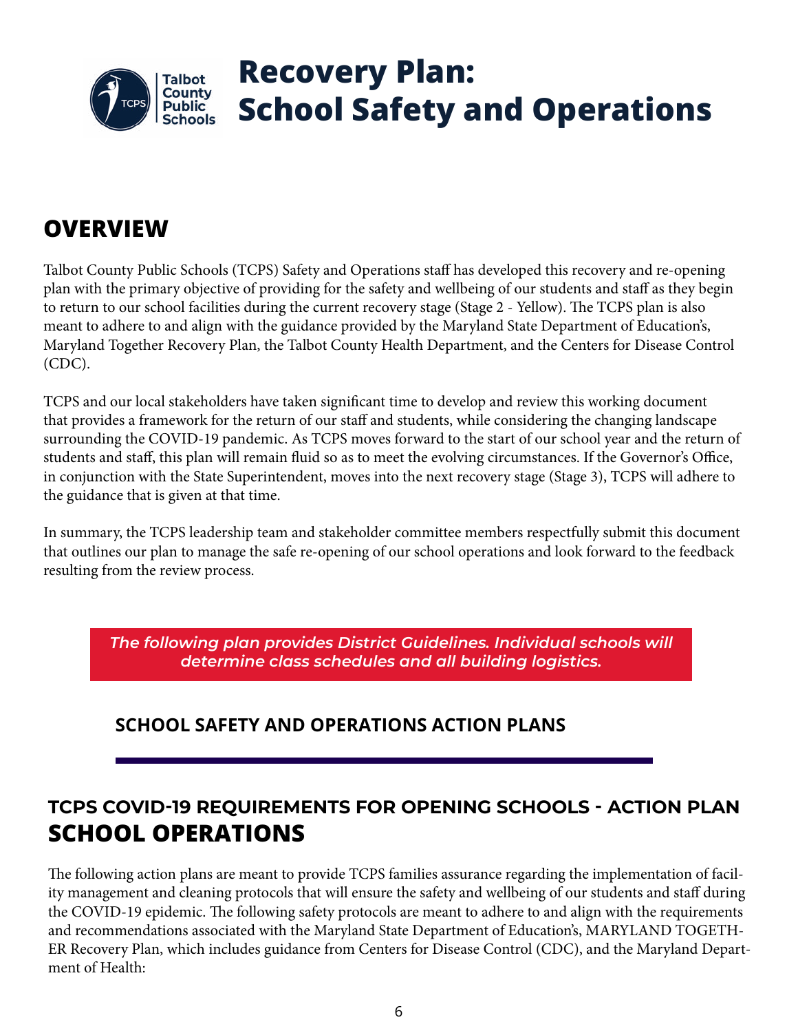# Recovery Plan: School Safety and Operations

## OVERVIEW

Talbot County Public Schools (TCPS) Safety and Operations staff has developed this recovery and re-opening plan with the primary objective of providing for the safety and wellbeing of our students and staff as they begin to return to our school facilities during the current recovery stage (Stage 2 - Yellow). The TCPS plan is also meant to adhere to and align with the guidance provided by the Maryland State Department of Education's, Maryland Together Recovery Plan, the Talbot County Health Department, and the Centers for Disease Control (CDC).

TCPS and our local stakeholders have taken significant time to develop and review this working document that provides a framework for the return of our staff and students, while considering the changing landscape surrounding the COVID-19 pandemic. As TCPS moves forward to the start of our school year and the return of students and staff, this plan will remain fluid so as to meet the evolving circumstances. If the Governor's Office, in conjunction with the State Superintendent, moves into the next recovery stage (Stage 3), TCPS will adhere to the guidance that is given at that time.

In summary, the TCPS leadership team and stakeholder committee members respectfully submit this document that outlines our plan to manage the safe re-opening of our school operations and look forward to the feedback resulting from the review process.

***The following plan provides District Guidelines. Individual schools will determine class schedules and all building logistics.***

### SCHOOL SAFETY AND OPERATIONS ACTION PLANS

### TCPS COVID-19 REQUIREMENTS FOR OPENING SCHOOLS - ACTION PLAN
## SCHOOL OPERATIONS

The following action plans are meant to provide TCPS families assurance regarding the implementation of facility management and cleaning protocols that will ensure the safety and wellbeing of our students and staff during the COVID-19 epidemic. The following safety protocols are meant to adhere to and align with the requirements and recommendations associated with the Maryland State Department of Education's, MARYLAND TOGETHER Recovery Plan, which includes guidance from Centers for Disease Control (CDC), and the Maryland Department of Health: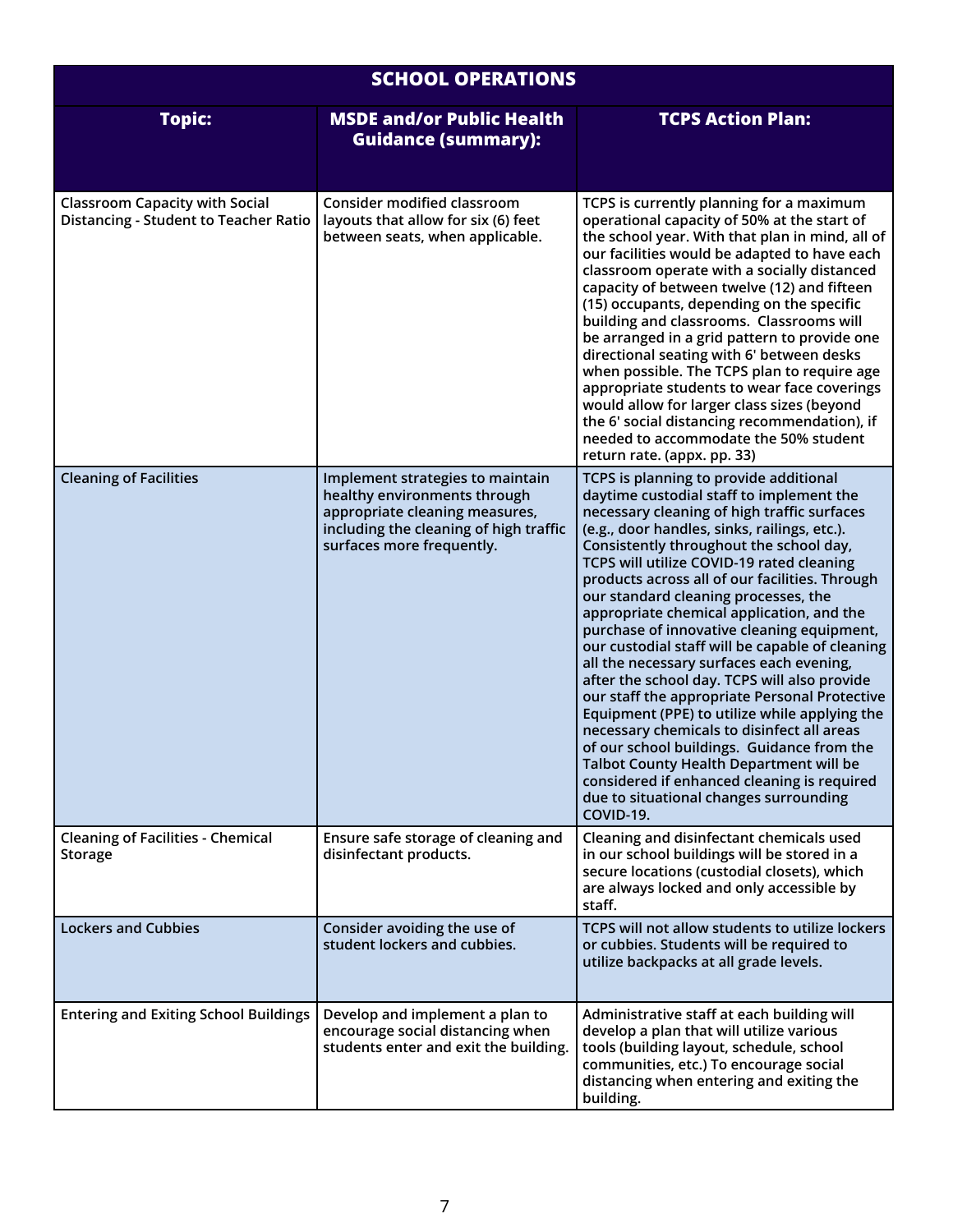| SCHOOL OPERATIONS | | |
|---|---|---|
| **Topic:** | **MSDE and/or Public Health Guidance (summary):** | **TCPS Action Plan:** |
| Classroom Capacity with Social Distancing - Student to Teacher Ratio | Consider modified classroom layouts that allow for six (6) feet between seats, when applicable. | TCPS is currently planning for a maximum operational capacity of 50% at the start of the school year. With that plan in mind, all of our facilities would be adapted to have each classroom operate with a socially distanced capacity of between twelve (12) and fifteen (15) occupants, depending on the specific building and classrooms. Classrooms will be arranged in a grid pattern to provide one directional seating with 6' between desks when possible. The TCPS plan to require age appropriate students to wear face coverings would allow for larger class sizes (beyond the 6' social distancing recommendation), if needed to accommodate the 50% student return rate. (appx. pp. 33) |
| Cleaning of Facilities | Implement strategies to maintain healthy environments through appropriate cleaning measures, including the cleaning of high traffic surfaces more frequently. | TCPS is planning to provide additional daytime custodial staff to implement the necessary cleaning of high traffic surfaces (e.g., door handles, sinks, railings, etc.). Consistently throughout the school day, TCPS will utilize COVID-19 rated cleaning products across all of our facilities. Through our standard cleaning processes, the appropriate chemical application, and the purchase of innovative cleaning equipment, our custodial staff will be capable of cleaning all the necessary surfaces each evening, after the school day. TCPS will also provide our staff the appropriate Personal Protective Equipment (PPE) to utilize while applying the necessary chemicals to disinfect all areas of our school buildings. Guidance from the Talbot County Health Department will be considered if enhanced cleaning is required due to situational changes surrounding COVID-19. |
| Cleaning of Facilities - Chemical Storage | Ensure safe storage of cleaning and disinfectant products. | Cleaning and disinfectant chemicals used in our school buildings will be stored in a secure locations (custodial closets), which are always locked and only accessible by staff. |
| Lockers and Cubbies | Consider avoiding the use of student lockers and cubbies. | TCPS will not allow students to utilize lockers or cubbies. Students will be required to utilize backpacks at all grade levels. |
| Entering and Exiting School Buildings | Develop and implement a plan to encourage social distancing when students enter and exit the building. | Administrative staff at each building will develop a plan that will utilize various tools (building layout, schedule, school communities, etc.) To encourage social distancing when entering and exiting the building. |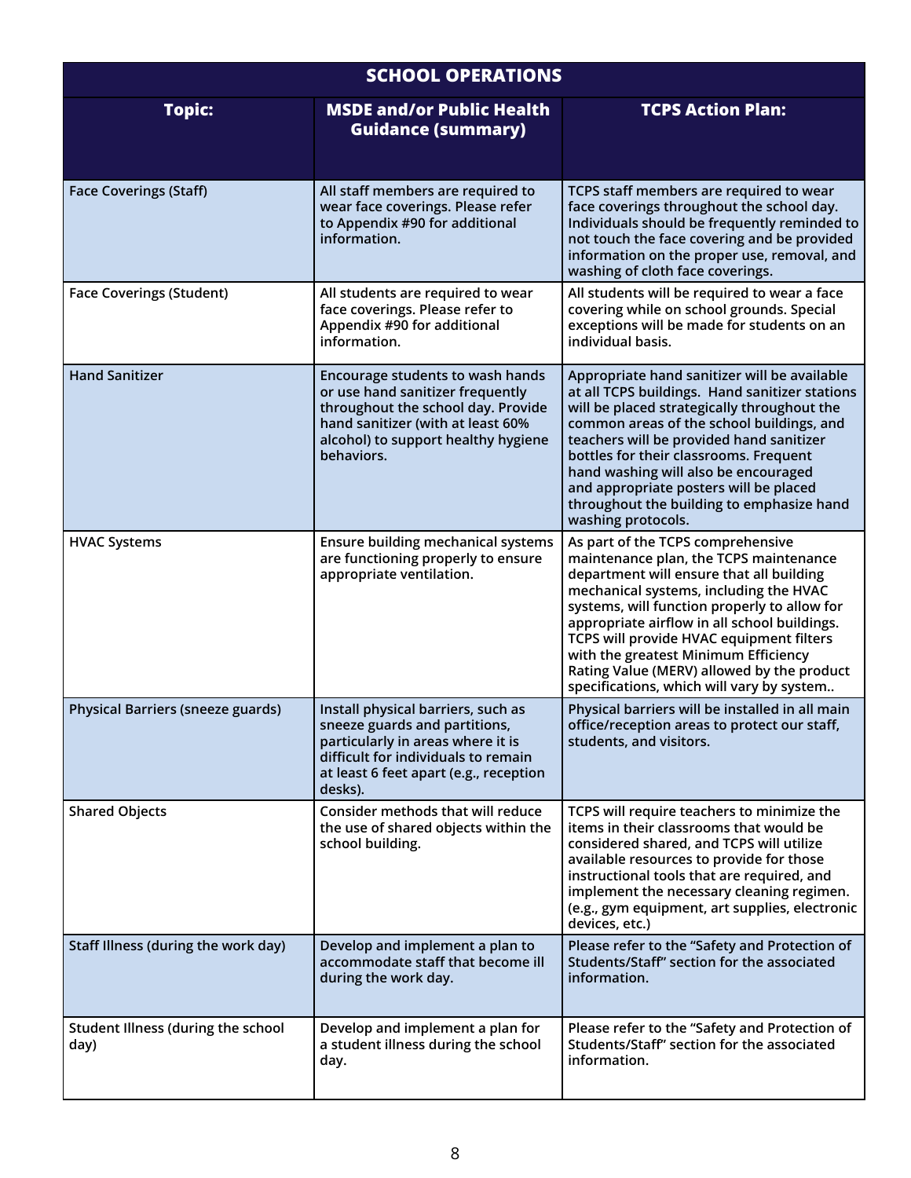| SCHOOL OPERATIONS | | |
|---|---|---|
| **Topic:** | **MSDE and/or Public Health Guidance (summary)** | **TCPS Action Plan:** |
| Face Coverings (Staff) | All staff members are required to wear face coverings. Please refer to Appendix #90 for additional information. | TCPS staff members are required to wear face coverings throughout the school day. Individuals should be frequently reminded to not touch the face covering and be provided information on the proper use, removal, and washing of cloth face coverings. |
| Face Coverings (Student) | All students are required to wear face coverings. Please refer to Appendix #90 for additional information. | All students will be required to wear a face covering while on school grounds. Special exceptions will be made for students on an individual basis. |
| Hand Sanitizer | Encourage students to wash hands or use hand sanitizer frequently throughout the school day. Provide hand sanitizer (with at least 60% alcohol) to support healthy hygiene behaviors. | Appropriate hand sanitizer will be available at all TCPS buildings. Hand sanitizer stations will be placed strategically throughout the common areas of the school buildings, and teachers will be provided hand sanitizer bottles for their classrooms. Frequent hand washing will also be encouraged and appropriate posters will be placed throughout the building to emphasize hand washing protocols. |
| HVAC Systems | Ensure building mechanical systems are functioning properly to ensure appropriate ventilation. | As part of the TCPS comprehensive maintenance plan, the TCPS maintenance department will ensure that all building mechanical systems, including the HVAC systems, will function properly to allow for appropriate airflow in all school buildings. TCPS will provide HVAC equipment filters with the greatest Minimum Efficiency Rating Value (MERV) allowed by the product specifications, which will vary by system.. |
| Physical Barriers (sneeze guards) | Install physical barriers, such as sneeze guards and partitions, particularly in areas where it is difficult for individuals to remain at least 6 feet apart (e.g., reception desks). | Physical barriers will be installed in all main office/reception areas to protect our staff, students, and visitors. |
| Shared Objects | Consider methods that will reduce the use of shared objects within the school building. | TCPS will require teachers to minimize the items in their classrooms that would be considered shared, and TCPS will utilize available resources to provide for those instructional tools that are required, and implement the necessary cleaning regimen. (e.g., gym equipment, art supplies, electronic devices, etc.) |
| Staff Illness (during the work day) | Develop and implement a plan to accommodate staff that become ill during the work day. | Please refer to the "Safety and Protection of Students/Staff" section for the associated information. |
| Student Illness (during the school day) | Develop and implement a plan for a student illness during the school day. | Please refer to the "Safety and Protection of Students/Staff" section for the associated information. |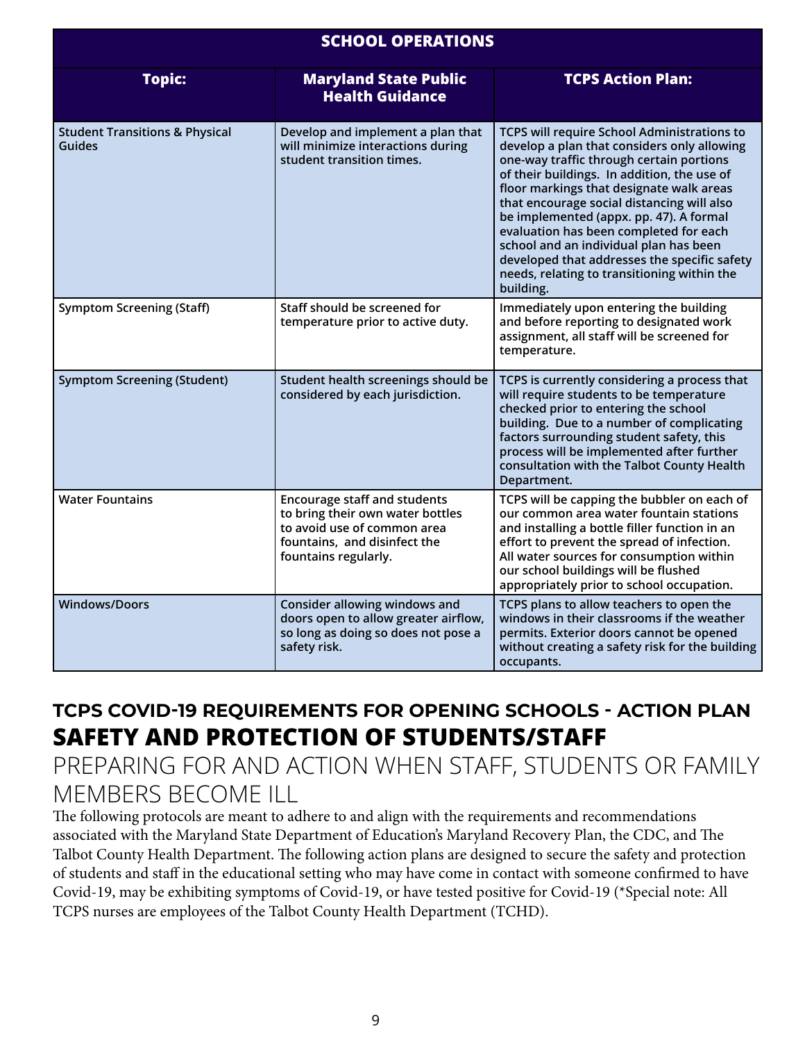| SCHOOL OPERATIONS | | |
|---|---|---|
| **Topic:** | **Maryland State Public Health Guidance** | **TCPS Action Plan:** |
| Student Transitions & Physical Guides | Develop and implement a plan that will minimize interactions during student transition times. | TCPS will require School Administrations to develop a plan that considers only allowing one-way traffic through certain portions of their buildings. In addition, the use of floor markings that designate walk areas that encourage social distancing will also be implemented (appx. pp. 47). A formal evaluation has been completed for each school and an individual plan has been developed that addresses the specific safety needs, relating to transitioning within the building. |
| Symptom Screening (Staff) | Staff should be screened for temperature prior to active duty. | Immediately upon entering the building and before reporting to designated work assignment, all staff will be screened for temperature. |
| Symptom Screening (Student) | Student health screenings should be considered by each jurisdiction. | TCPS is currently considering a process that will require students to be temperature checked prior to entering the school building. Due to a number of complicating factors surrounding student safety, this process will be implemented after further consultation with the Talbot County Health Department. |
| Water Fountains | Encourage staff and students to bring their own water bottles to avoid use of common area fountains, and disinfect the fountains regularly. | TCPS will be capping the bubbler on each of our common area water fountain stations and installing a bottle filler function in an effort to prevent the spread of infection. All water sources for consumption within our school buildings will be flushed appropriately prior to school occupation. |
| Windows/Doors | Consider allowing windows and doors open to allow greater airflow, so long as doing so does not pose a safety risk. | TCPS plans to allow teachers to open the windows in their classrooms if the weather permits. Exterior doors cannot be opened without creating a safety risk for the building occupants. |

## TCPS COVID-19 REQUIREMENTS FOR OPENING SCHOOLS - ACTION PLAN

# SAFETY AND PROTECTION OF STUDENTS/STAFF

## PREPARING FOR AND ACTION WHEN STAFF, STUDENTS OR FAMILY MEMBERS BECOME ILL

The following protocols are meant to adhere to and align with the requirements and recommendations associated with the Maryland State Department of Education's Maryland Recovery Plan, the CDC, and The Talbot County Health Department. The following action plans are designed to secure the safety and protection of students and staff in the educational setting who may have come in contact with someone confirmed to have Covid-19, may be exhibiting symptoms of Covid-19, or have tested positive for Covid-19 (*Special note: All TCPS nurses are employees of the Talbot County Health Department (TCHD).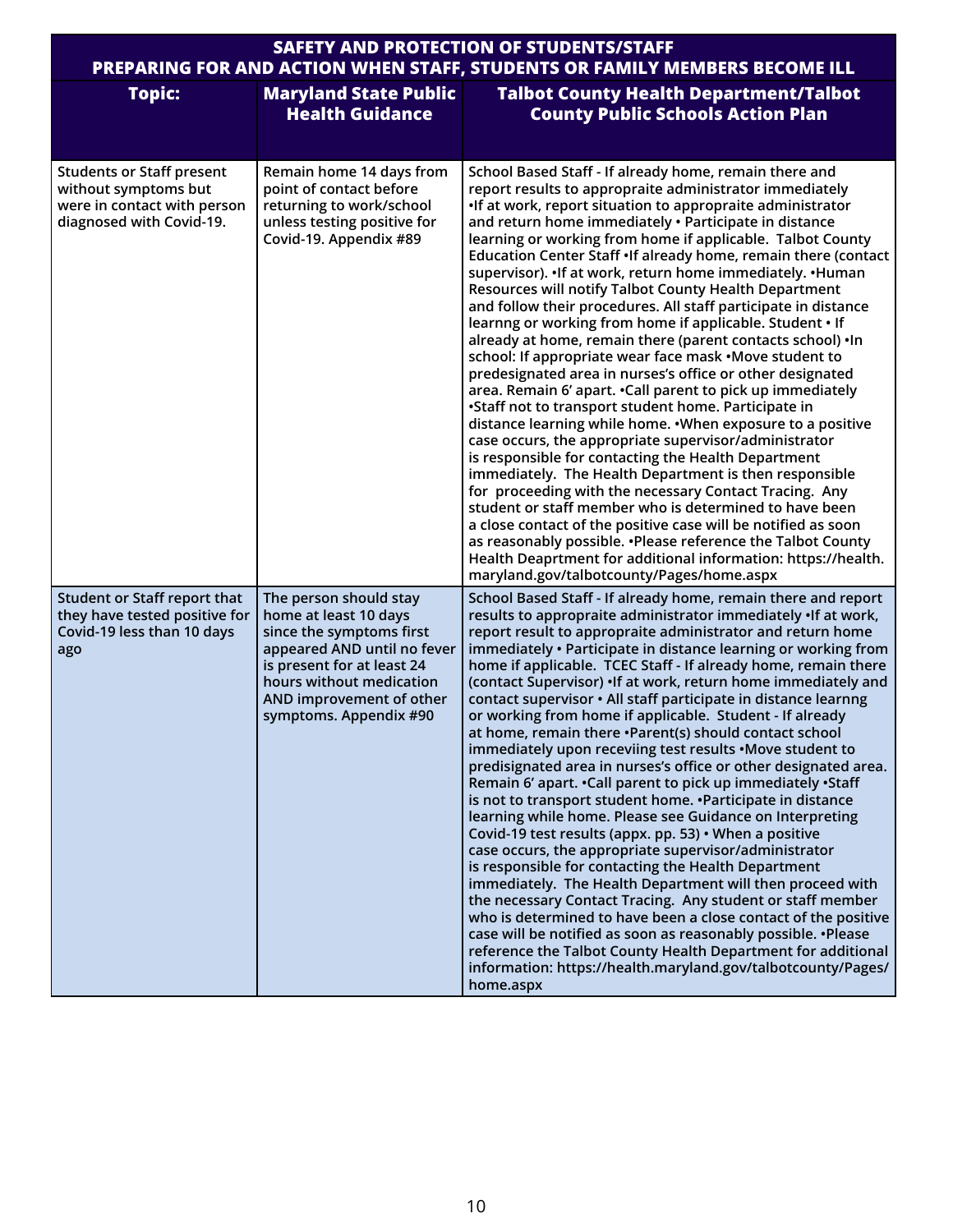| SAFETY AND PROTECTION OF STUDENTS/STAFF PREPARING FOR AND ACTION WHEN STAFF, STUDENTS OR FAMILY MEMBERS BECOME ILL | | |
|---|---|---|
| **Topic:** | **Maryland State Public Health Guidance** | **Talbot County Health Department/Talbot County Public Schools Action Plan** |
| **Students or Staff present without symptoms but were in contact with person diagnosed with Covid-19.** | Remain home 14 days from point of contact before returning to work/school unless testing positive for Covid-19. Appendix #89 | School Based Staff - If already home, remain there and report results to appropraite administrator immediately •If at work, report situation to appropraite administrator and return home immediately • Participate in distance learning or working from home if applicable. Talbot County Education Center Staff •If already home, remain there (contact supervisor). •If at work, return home immediately. •Human Resources will notify Talbot County Health Department and follow their procedures. All staff participate in distance learnng or working from home if applicable. Student • If already at home, remain there (parent contacts school) •In school: If appropriate wear face mask •Move student to predesignated area in nurses's office or other designated area. Remain 6' apart. •Call parent to pick up immediately •Staff not to transport student home. Participate in distance learning while home. •When exposure to a positive case occurs, the appropriate supervisor/administrator is responsible for contacting the Health Department immediately. The Health Department is then responsible for proceeding with the necessary Contact Tracing. Any student or staff member who is determined to have been a close contact of the positive case will be notified as soon as reasonably possible. •Please reference the Talbot County Health Deaprtment for additional information: https://health.maryland.gov/talbotcounty/Pages/home.aspx |
| **Student or Staff report that they have tested positive for Covid-19 less than 10 days ago** | The person should stay home at least 10 days since the symptoms first appeared AND until no fever is present for at least 24 hours without medication AND improvement of other symptoms. Appendix #90 | School Based Staff - If already home, remain there and report results to appropraite administrator immediately •If at work, report result to appropraite administrator and return home immediately • Participate in distance learning or working from home if applicable. TCEC Staff - If already home, remain there (contact Supervisor) •If at work, return home immediately and contact supervisor • All staff participate in distance learnng or working from home if applicable. Student - If already at home, remain there •Parent(s) should contact school immediately upon receviing test results •Move student to predisignated area in nurses's office or other designated area. Remain 6' apart. •Call parent to pick up immediately •Staff is not to transport student home. •Participate in distance learning while home. Please see Guidance on Interpreting Covid-19 test results (appx. pp. 53) • When a positive case occurs, the appropriate supervisor/administrator is responsible for contacting the Health Department immediately. The Health Department will then proceed with the necessary Contact Tracing. Any student or staff member who is determined to have been a close contact of the positive case will be notified as soon as reasonably possible. •Please reference the Talbot County Health Department for additional information: https://health.maryland.gov/talbotcounty/Pages/home.aspx |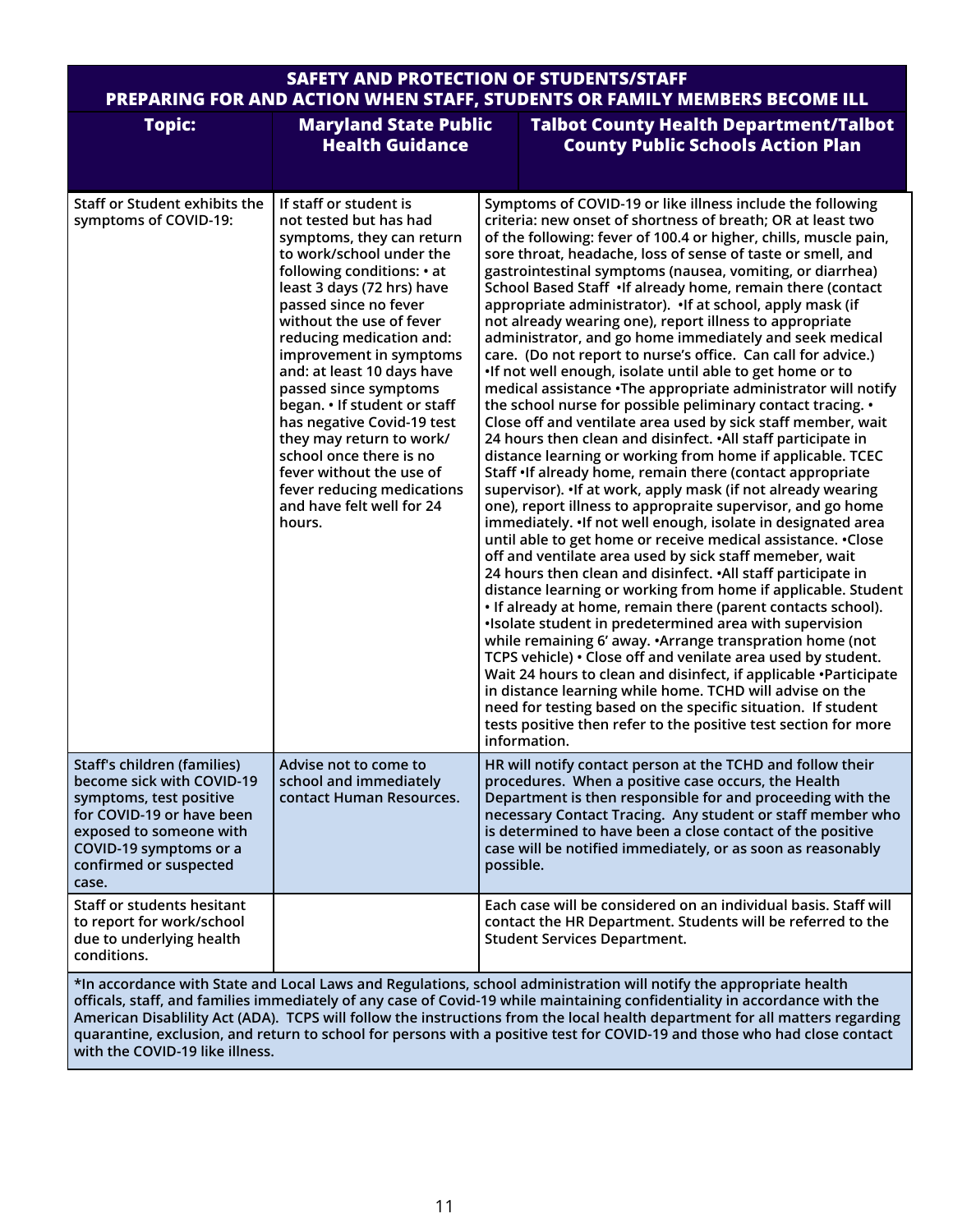| SAFETY AND PROTECTION OF STUDENTS/STAFF<br>PREPARING FOR AND ACTION WHEN STAFF, STUDENTS OR FAMILY MEMBERS BECOME ILL | | |
|---|---|---|
| **Topic:** | **Maryland State Public Health Guidance** | **Talbot County Health Department/Talbot County Public Schools Action Plan** |
| Staff or Student exhibits the symptoms of COVID-19: | If staff or student is not tested but has had symptoms, they can return to work/school under the following conditions: • at least 3 days (72 hrs) have passed since no fever without the use of fever reducing medication and: improvement in symptoms and: at least 10 days have passed since symptoms began. • If student or staff has negative Covid-19 test they may return to work/ school once there is no fever without the use of fever reducing medications and have felt well for 24 hours. | Symptoms of COVID-19 or like illness include the following criteria: new onset of shortness of breath; OR at least two of the following: fever of 100.4 or higher, chills, muscle pain, sore throat, headache, loss of sense of taste or smell, and gastrointestinal symptoms (nausea, vomiting, or diarrhea) School Based Staff •If already home, remain there (contact appropriate administrator). •If at school, apply mask (if not already wearing one), report illness to appropriate administrator, and go home immediately and seek medical care. (Do not report to nurse's office. Can call for advice.) •If not well enough, isolate until able to get home or to medical assistance •The appropriate administrator will notify the school nurse for possible peliminary contact tracing. • Close off and ventilate area used by sick staff member, wait 24 hours then clean and disinfect. •All staff participate in distance learning or working from home if applicable. TCEC Staff •If already home, remain there (contact appropriate supervisor). •If at work, apply mask (if not already wearing one), report illness to appropraite supervisor, and go home immediately. •If not well enough, isolate in designated area until able to get home or receive medical assistance. •Close off and ventilate area used by sick staff memeber, wait 24 hours then clean and disinfect. •All staff participate in distance learning or working from home if applicable. Student • If already at home, remain there (parent contacts school). •Isolate student in predetermined area with supervision while remaining 6' away. •Arrange transpration home (not TCPS vehicle) • Close off and venilate area used by student. Wait 24 hours to clean and disinfect, if applicable •Participate in distance learning while home. TCHD will advise on the need for testing based on the specific situation. If student tests positive then refer to the positive test section for more information. |
| Staff's children (families) become sick with COVID-19 symptoms, test positive for COVID-19 or have been exposed to someone with COVID-19 symptoms or a confirmed or suspected case. | Advise not to come to school and immediately contact Human Resources. | HR will notify contact person at the TCHD and follow their procedures. When a positive case occurs, the Health Department is then responsible for and proceeding with the necessary Contact Tracing. Any student or staff member who is determined to have been a close contact of the positive case will be notified immediately, or as soon as reasonably possible. |
| Staff or students hesitant to report for work/school due to underlying health conditions. | | Each case will be considered on an individual basis. Staff will contact the HR Department. Students will be referred to the Student Services Department. |

*In accordance with State and Local Laws and Regulations, school administration will notify the appropriate health officals, staff, and families immediately of any case of Covid-19 while maintaining confidentiality in accordance with the American Disablility Act (ADA). TCPS will follow the instructions from the local health department for all matters regarding quarantine, exclusion, and return to school for persons with a positive test for COVID-19 and those who had close contact with the COVID-19 like illness.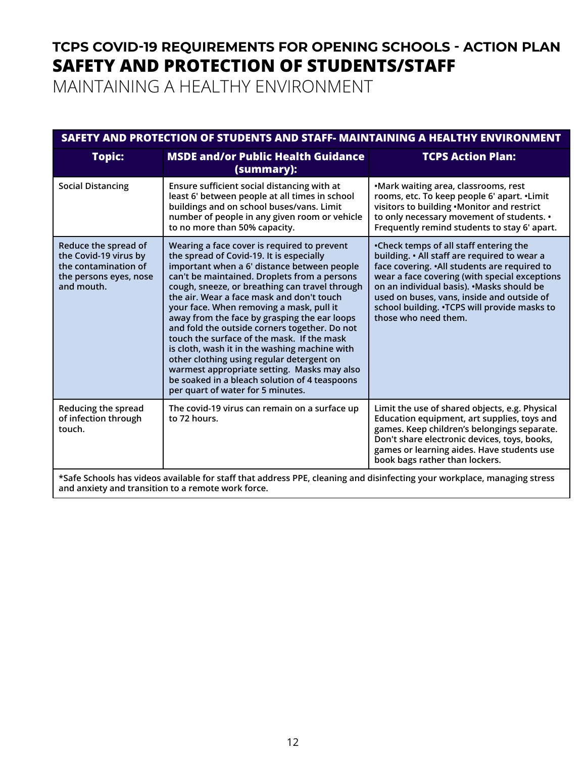# TCPS COVID-19 REQUIREMENTS FOR OPENING SCHOOLS - ACTION PLAN

## SAFETY AND PROTECTION OF STUDENTS/STAFF

### MAINTAINING A HEALTHY ENVIRONMENT

| SAFETY AND PROTECTION OF STUDENTS AND STAFF- MAINTAINING A HEALTHY ENVIRONMENT | | |
|---|---|---|
| **Topic:** | **MSDE and/or Public Health Guidance (summary):** | **TCPS Action Plan:** |
| Social Distancing | Ensure sufficient social distancing with at least 6' between people at all times in school buildings and on school buses/vans. Limit number of people in any given room or vehicle to no more than 50% capacity. | •Mark waiting area, classrooms, rest rooms, etc. To keep people 6' apart. •Limit visitors to building •Monitor and restrict to only necessary movement of students. • Frequently remind students to stay 6' apart. |
| Reduce the spread of the Covid-19 virus by the contamination of the persons eyes, nose and mouth. | Wearing a face cover is required to prevent the spread of Covid-19. It is especially important when a 6' distance between people can't be maintained. Droplets from a persons cough, sneeze, or breathing can travel through the air. Wear a face mask and don't touch your face. When removing a mask, pull it away from the face by grasping the ear loops and fold the outside corners together. Do not touch the surface of the mask. If the mask is cloth, wash it in the washing machine with other clothing using regular detergent on warmest appropriate setting. Masks may also be soaked in a bleach solution of 4 teaspoons per quart of water for 5 minutes. | •Check temps of all staff entering the building. • All staff are required to wear a face covering. •All students are required to wear a face covering (with special exceptions on an individual basis). •Masks should be used on buses, vans, inside and outside of school building. •TCPS will provide masks to those who need them. |
| Reducing the spread of infection through touch. | The covid-19 virus can remain on a surface up to 72 hours. | Limit the use of shared objects, e.g. Physical Education equipment, art supplies, toys and games. Keep children's belongings separate. Don't share electronic devices, toys, books, games or learning aides. Have students use book bags rather than lockers. |

*Safe Schools has videos available for staff that address PPE, cleaning and disinfecting your workplace, managing stress and anxiety and transition to a remote work force.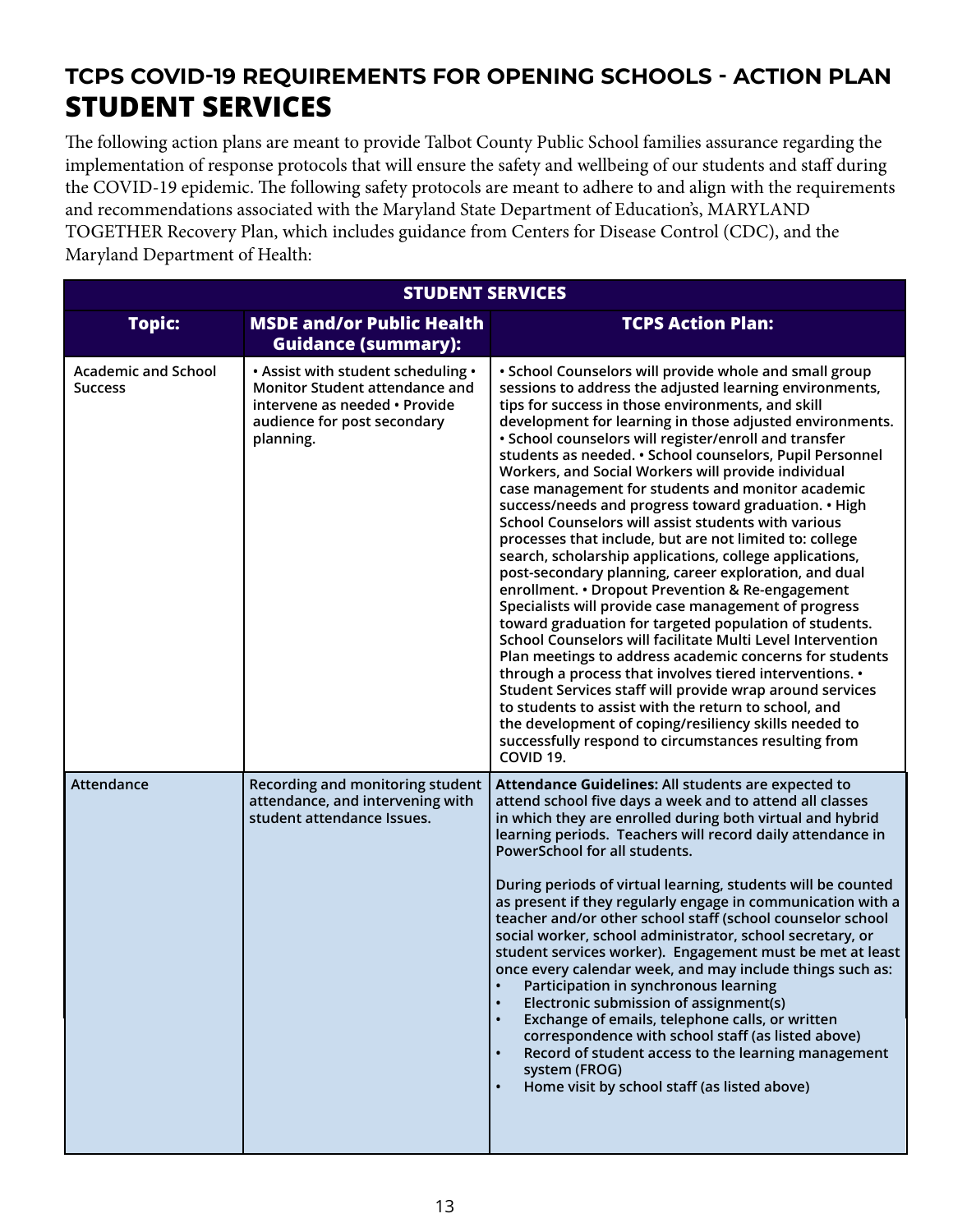## TCPS COVID-19 REQUIREMENTS FOR OPENING SCHOOLS - ACTION PLAN

# STUDENT SERVICES

The following action plans are meant to provide Talbot County Public School families assurance regarding the implementation of response protocols that will ensure the safety and wellbeing of our students and staff during the COVID-19 epidemic. The following safety protocols are meant to adhere to and align with the requirements and recommendations associated with the Maryland State Department of Education's, MARYLAND TOGETHER Recovery Plan, which includes guidance from Centers for Disease Control (CDC), and the Maryland Department of Health:

| STUDENT SERVICES | | |
|---|---|---|
| **Topic:** | **MSDE and/or Public Health Guidance (summary):** | **TCPS Action Plan:** |
| Academic and School Success | • Assist with student scheduling • Monitor Student attendance and intervene as needed • Provide audience for post secondary planning. | • School Counselors will provide whole and small group sessions to address the adjusted learning environments, tips for success in those environments, and skill development for learning in those adjusted environments. • School counselors will register/enroll and transfer students as needed. • School counselors, Pupil Personnel Workers, and Social Workers will provide individual case management for students and monitor academic success/needs and progress toward graduation. • High School Counselors will assist students with various processes that include, but are not limited to: college search, scholarship applications, college applications, post-secondary planning, career exploration, and dual enrollment. • Dropout Prevention & Re-engagement Specialists will provide case management of progress toward graduation for targeted population of students. School Counselors will facilitate Multi Level Intervention Plan meetings to address academic concerns for students through a process that involves tiered interventions. • Student Services staff will provide wrap around services to students to assist with the return to school, and the development of coping/resiliency skills needed to successfully respond to circumstances resulting from COVID 19. |
| Attendance | Recording and monitoring student attendance, and intervening with student attendance Issues. | **Attendance Guidelines:** All students are expected to attend school five days a week and to attend all classes in which they are enrolled during both virtual and hybrid learning periods. Teachers will record daily attendance in PowerSchool for all students.<br><br>During periods of virtual learning, students will be counted as present if they regularly engage in communication with a teacher and/or other school staff (school counselor school social worker, school administrator, school secretary, or student services worker). Engagement must be met at least once every calendar week, and may include things such as:<br>• Participation in synchronous learning<br>• Electronic submission of assignment(s)<br>• Exchange of emails, telephone calls, or written correspondence with school staff (as listed above)<br>• Record of student access to the learning management system (FROG)<br>• Home visit by school staff (as listed above) |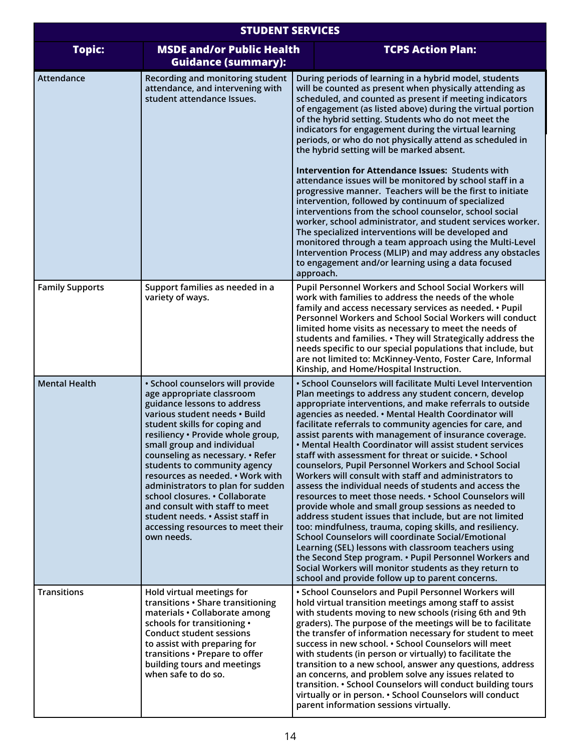| STUDENT SERVICES | | |
|---|---|---|
| **Topic:** | **MSDE and/or Public Health Guidance (summary):** | **TCPS Action Plan:** |
| Attendance | Recording and monitoring student attendance, and intervening with student attendance Issues. | During periods of learning in a hybrid model, students will be counted as present when physically attending as scheduled, and counted as present if meeting indicators of engagement (as listed above) during the virtual portion of the hybrid setting. Students who do not meet the indicators for engagement during the virtual learning periods, or who do not physically attend as scheduled in the hybrid setting will be marked absent.<br><br>**Intervention for Attendance Issues:** Students with attendance issues will be monitored by school staff in a progressive manner. Teachers will be the first to initiate intervention, followed by continuum of specialized interventions from the school counselor, school social worker, school administrator, and student services worker. The specialized interventions will be developed and monitored through a team approach using the Multi-Level Intervention Process (MLIP) and may address any obstacles to engagement and/or learning using a data focused approach. |
| Family Supports | Support families as needed in a variety of ways. | Pupil Personnel Workers and School Social Workers will work with families to address the needs of the whole family and access necessary services as needed. • Pupil Personnel Workers and School Social Workers will conduct limited home visits as necessary to meet the needs of students and families. • They will Strategically address the needs specific to our special populations that include, but are not limited to: McKinney-Vento, Foster Care, Informal Kinship, and Home/Hospital Instruction. |
| Mental Health | • School counselors will provide age appropriate classroom guidance lessons to address various student needs • Build student skills for coping and resiliency • Provide whole group, small group and individual counseling as necessary. • Refer students to community agency resources as needed. • Work with administrators to plan for sudden school closures. • Collaborate and consult with staff to meet student needs. • Assist staff in accessing resources to meet their own needs. | • School Counselors will facilitate Multi Level Intervention Plan meetings to address any student concern, develop appropriate interventions, and make referrals to outside agencies as needed. • Mental Health Coordinator will facilitate referrals to community agencies for care, and assist parents with management of insurance coverage. • Mental Health Coordinator will assist student services staff with assessment for threat or suicide. • School counselors, Pupil Personnel Workers and School Social Workers will consult with staff and administrators to assess the individual needs of students and access the resources to meet those needs. • School Counselors will provide whole and small group sessions as needed to address student issues that include, but are not limited too: mindfulness, trauma, coping skills, and resiliency. School Counselors will coordinate Social/Emotional Learning (SEL) lessons with classroom teachers using the Second Step program. • Pupil Personnel Workers and Social Workers will monitor students as they return to school and provide follow up to parent concerns. |
| Transitions | Hold virtual meetings for transitions • Share transitioning materials • Collaborate among schools for transitioning • Conduct student sessions to assist with preparing for transitions • Prepare to offer building tours and meetings when safe to do so. | • School Counselors and Pupil Personnel Workers will hold virtual transition meetings among staff to assist with students moving to new schools (rising 6th and 9th graders). The purpose of the meetings will be to facilitate the transfer of information necessary for student to meet success in new school. • School Counselors will meet with students (in person or virtually) to facilitate the transition to a new school, answer any questions, address an concerns, and problem solve any issues related to transition. • School Counselors will conduct building tours virtually or in person. • School Counselors will conduct parent information sessions virtually. |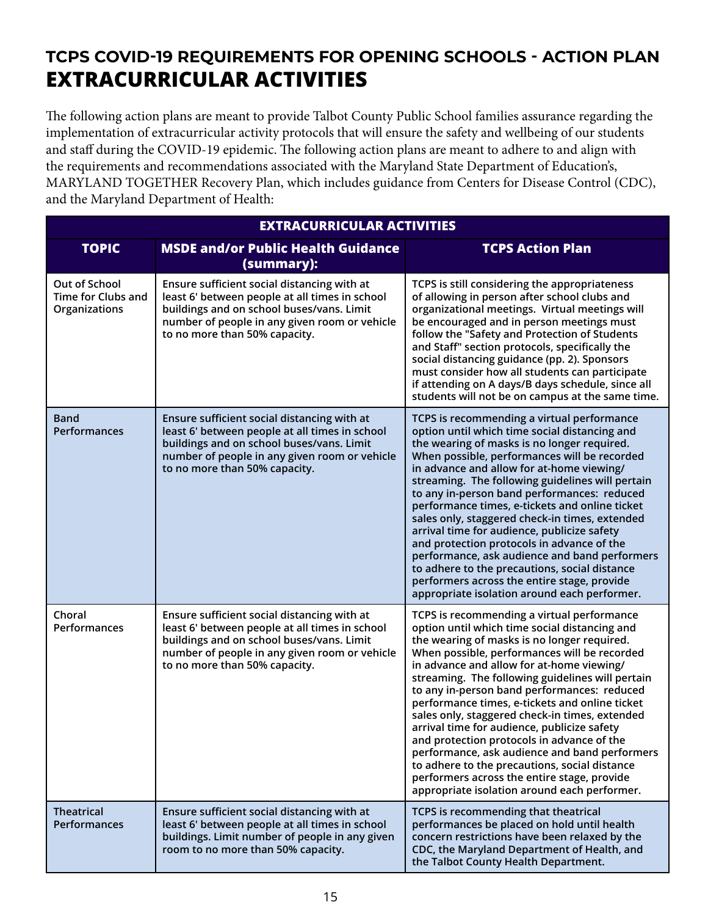## TCPS COVID-19 REQUIREMENTS FOR OPENING SCHOOLS - ACTION PLAN
# EXTRACURRICULAR ACTIVITIES

The following action plans are meant to provide Talbot County Public School families assurance regarding the implementation of extracurricular activity protocols that will ensure the safety and wellbeing of our students and staff during the COVID-19 epidemic. The following action plans are meant to adhere to and align with the requirements and recommendations associated with the Maryland State Department of Education's, MARYLAND TOGETHER Recovery Plan, which includes guidance from Centers for Disease Control (CDC), and the Maryland Department of Health:

| EXTRACURRICULAR ACTIVITIES | | |
|---|---|---|
| **TOPIC** | **MSDE and/or Public Health Guidance (summary):** | **TCPS Action Plan** |
| Out of School Time for Clubs and Organizations | Ensure sufficient social distancing with at least 6' between people at all times in school buildings and on school buses/vans. Limit number of people in any given room or vehicle to no more than 50% capacity. | TCPS is still considering the appropriateness of allowing in person after school clubs and organizational meetings. Virtual meetings will be encouraged and in person meetings must follow the "Safety and Protection of Students and Staff" section protocols, specifically the social distancing guidance (pp. 2). Sponsors must consider how all students can participate if attending on A days/B days schedule, since all students will not be on campus at the same time. |
| Band Performances | Ensure sufficient social distancing with at least 6' between people at all times in school buildings and on school buses/vans. Limit number of people in any given room or vehicle to no more than 50% capacity. | TCPS is recommending a virtual performance option until which time social distancing and the wearing of masks is no longer required. When possible, performances will be recorded in advance and allow for at-home viewing/ streaming. The following guidelines will pertain to any in-person band performances: reduced performance times, e-tickets and online ticket sales only, staggered check-in times, extended arrival time for audience, publicize safety and protection protocols in advance of the performance, ask audience and band performers to adhere to the precautions, social distance performers across the entire stage, provide appropriate isolation around each performer. |
| Choral Performances | Ensure sufficient social distancing with at least 6' between people at all times in school buildings and on school buses/vans. Limit number of people in any given room or vehicle to no more than 50% capacity. | TCPS is recommending a virtual performance option until which time social distancing and the wearing of masks is no longer required. When possible, performances will be recorded in advance and allow for at-home viewing/ streaming. The following guidelines will pertain to any in-person band performances: reduced performance times, e-tickets and online ticket sales only, staggered check-in times, extended arrival time for audience, publicize safety and protection protocols in advance of the performance, ask audience and band performers to adhere to the precautions, social distance performers across the entire stage, provide appropriate isolation around each performer. |
| Theatrical Performances | Ensure sufficient social distancing with at least 6' between people at all times in school buildings. Limit number of people in any given room to no more than 50% capacity. | TCPS is recommending that theatrical performances be placed on hold until health concern restrictions have been relaxed by the CDC, the Maryland Department of Health, and the Talbot County Health Department. |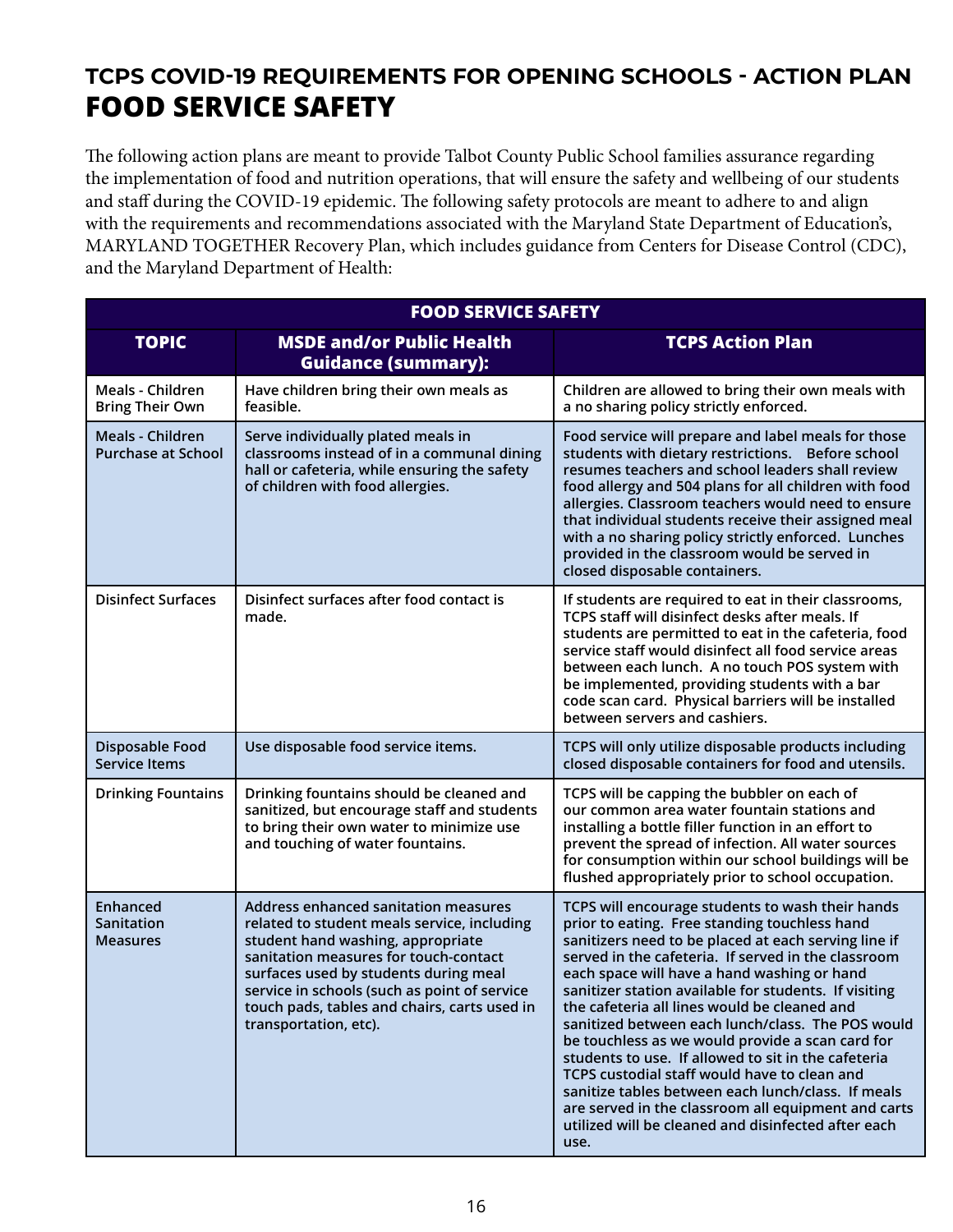## TCPS COVID-19 REQUIREMENTS FOR OPENING SCHOOLS - ACTION PLAN

# FOOD SERVICE SAFETY

The following action plans are meant to provide Talbot County Public School families assurance regarding the implementation of food and nutrition operations, that will ensure the safety and wellbeing of our students and staff during the COVID-19 epidemic. The following safety protocols are meant to adhere to and align with the requirements and recommendations associated with the Maryland State Department of Education's, MARYLAND TOGETHER Recovery Plan, which includes guidance from Centers for Disease Control (CDC), and the Maryland Department of Health:

| FOOD SERVICE SAFETY | | |
|---|---|---|
| **TOPIC** | **MSDE and/or Public Health Guidance (summary):** | **TCPS Action Plan** |
| Meals - Children Bring Their Own | Have children bring their own meals as feasible. | Children are allowed to bring their own meals with a no sharing policy strictly enforced. |
| Meals - Children Purchase at School | Serve individually plated meals in classrooms instead of in a communal dining hall or cafeteria, while ensuring the safety of children with food allergies. | Food service will prepare and label meals for those students with dietary restrictions. Before school resumes teachers and school leaders shall review food allergy and 504 plans for all children with food allergies. Classroom teachers would need to ensure that individual students receive their assigned meal with a no sharing policy strictly enforced. Lunches provided in the classroom would be served in closed disposable containers. |
| Disinfect Surfaces | Disinfect surfaces after food contact is made. | If students are required to eat in their classrooms, TCPS staff will disinfect desks after meals. If students are permitted to eat in the cafeteria, food service staff would disinfect all food service areas between each lunch. A no touch POS system with be implemented, providing students with a bar code scan card. Physical barriers will be installed between servers and cashiers. |
| Disposable Food Service Items | Use disposable food service items. | TCPS will only utilize disposable products including closed disposable containers for food and utensils. |
| Drinking Fountains | Drinking fountains should be cleaned and sanitized, but encourage staff and students to bring their own water to minimize use and touching of water fountains. | TCPS will be capping the bubbler on each of our common area water fountain stations and installing a bottle filler function in an effort to prevent the spread of infection. All water sources for consumption within our school buildings will be flushed appropriately prior to school occupation. |
| Enhanced Sanitation Measures | Address enhanced sanitation measures related to student meals service, including student hand washing, appropriate sanitation measures for touch-contact surfaces used by students during meal service in schools (such as point of service touch pads, tables and chairs, carts used in transportation, etc). | TCPS will encourage students to wash their hands prior to eating. Free standing touchless hand sanitizers need to be placed at each serving line if served in the cafeteria. If served in the classroom each space will have a hand washing or hand sanitizer station available for students. If visiting the cafeteria all lines would be cleaned and sanitized between each lunch/class. The POS would be touchless as we would provide a scan card for students to use. If allowed to sit in the cafeteria TCPS custodial staff would have to clean and sanitize tables between each lunch/class. If meals are served in the classroom all equipment and carts utilized will be cleaned and disinfected after each use. |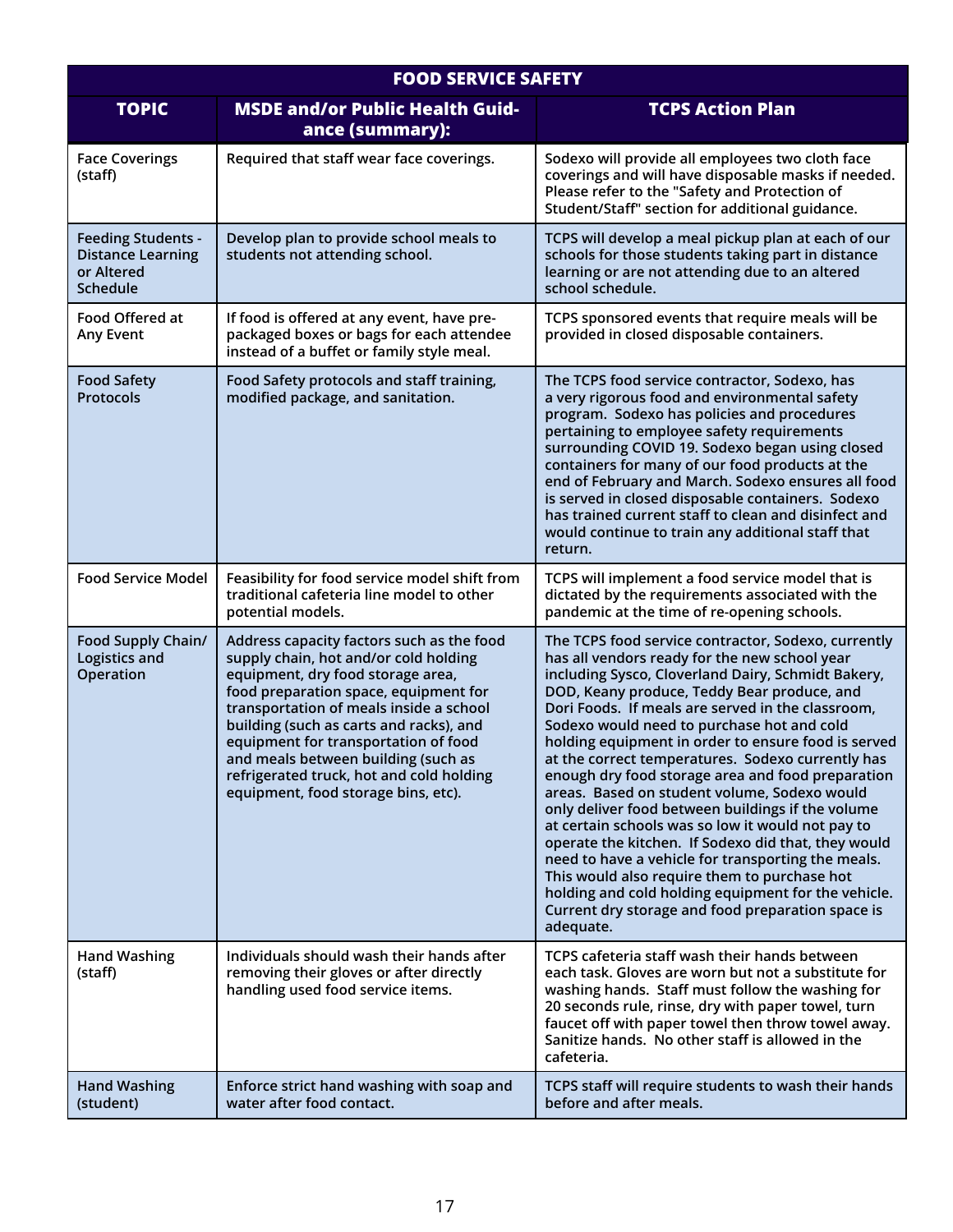| FOOD SERVICE SAFETY | | |
|---|---|---|
| **TOPIC** | **MSDE and/or Public Health Guidance (summary):** | **TCPS Action Plan** |
| Face Coverings (staff) | Required that staff wear face coverings. | Sodexo will provide all employees two cloth face coverings and will have disposable masks if needed. Please refer to the "Safety and Protection of Student/Staff" section for additional guidance. |
| Feeding Students - Distance Learning or Altered Schedule | Develop plan to provide school meals to students not attending school. | TCPS will develop a meal pickup plan at each of our schools for those students taking part in distance learning or are not attending due to an altered school schedule. |
| Food Offered at Any Event | If food is offered at any event, have pre-packaged boxes or bags for each attendee instead of a buffet or family style meal. | TCPS sponsored events that require meals will be provided in closed disposable containers. |
| Food Safety Protocols | Food Safety protocols and staff training, modified package, and sanitation. | The TCPS food service contractor, Sodexo, has a very rigorous food and environmental safety program. Sodexo has policies and procedures pertaining to employee safety requirements surrounding COVID 19. Sodexo began using closed containers for many of our food products at the end of February and March. Sodexo ensures all food is served in closed disposable containers. Sodexo has trained current staff to clean and disinfect and would continue to train any additional staff that return. |
| Food Service Model | Feasibility for food service model shift from traditional cafeteria line model to other potential models. | TCPS will implement a food service model that is dictated by the requirements associated with the pandemic at the time of re-opening schools. |
| Food Supply Chain/ Logistics and Operation | Address capacity factors such as the food supply chain, hot and/or cold holding equipment, dry food storage area, food preparation space, equipment for transportation of meals inside a school building (such as carts and racks), and equipment for transportation of food and meals between building (such as refrigerated truck, hot and cold holding equipment, food storage bins, etc). | The TCPS food service contractor, Sodexo, currently has all vendors ready for the new school year including Sysco, Cloverland Dairy, Schmidt Bakery, DOD, Keany produce, Teddy Bear produce, and Dori Foods. If meals are served in the classroom, Sodexo would need to purchase hot and cold holding equipment in order to ensure food is served at the correct temperatures. Sodexo currently has enough dry food storage area and food preparation areas. Based on student volume, Sodexo would only deliver food between buildings if the volume at certain schools was so low it would not pay to operate the kitchen. If Sodexo did that, they would need to have a vehicle for transporting the meals. This would also require them to purchase hot holding and cold holding equipment for the vehicle. Current dry storage and food preparation space is adequate. |
| Hand Washing (staff) | Individuals should wash their hands after removing their gloves or after directly handling used food service items. | TCPS cafeteria staff wash their hands between each task. Gloves are worn but not a substitute for washing hands. Staff must follow the washing for 20 seconds rule, rinse, dry with paper towel, turn faucet off with paper towel then throw towel away. Sanitize hands. No other staff is allowed in the cafeteria. |
| Hand Washing (student) | Enforce strict hand washing with soap and water after food contact. | TCPS staff will require students to wash their hands before and after meals. |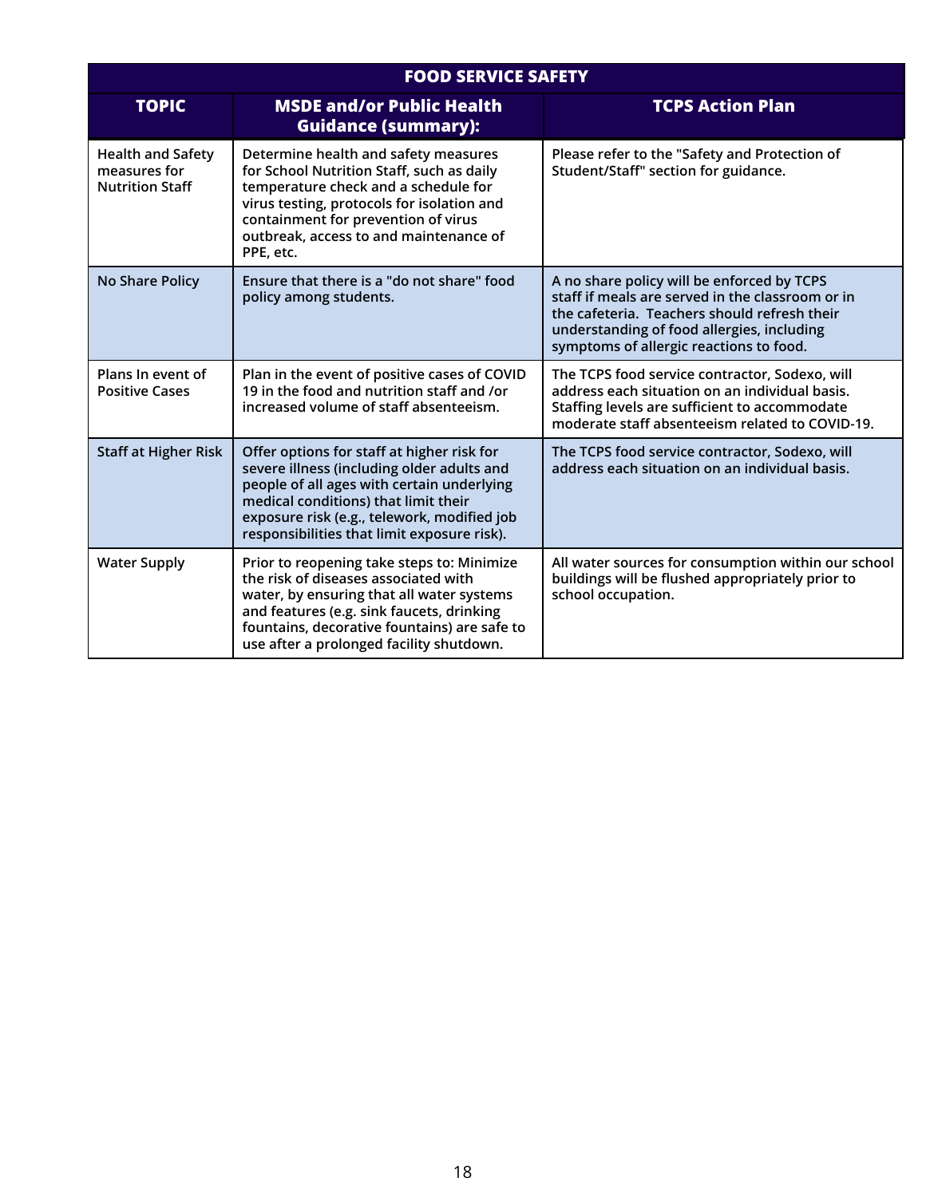| FOOD SERVICE SAFETY | | |
|---|---|---|
| **TOPIC** | **MSDE and/or Public Health Guidance (summary):** | **TCPS Action Plan** |
| Health and Safety measures for Nutrition Staff | Determine health and safety measures for School Nutrition Staff, such as daily temperature check and a schedule for virus testing, protocols for isolation and containment for prevention of virus outbreak, access to and maintenance of PPE, etc. | Please refer to the "Safety and Protection of Student/Staff" section for guidance. |
| No Share Policy | Ensure that there is a "do not share" food policy among students. | A no share policy will be enforced by TCPS staff if meals are served in the classroom or in the cafeteria. Teachers should refresh their understanding of food allergies, including symptoms of allergic reactions to food. |
| Plans In event of Positive Cases | Plan in the event of positive cases of COVID 19 in the food and nutrition staff and /or increased volume of staff absenteeism. | The TCPS food service contractor, Sodexo, will address each situation on an individual basis. Staffing levels are sufficient to accommodate moderate staff absenteeism related to COVID-19. |
| Staff at Higher Risk | Offer options for staff at higher risk for severe illness (including older adults and people of all ages with certain underlying medical conditions) that limit their exposure risk (e.g., telework, modified job responsibilities that limit exposure risk). | The TCPS food service contractor, Sodexo, will address each situation on an individual basis. |
| Water Supply | Prior to reopening take steps to: Minimize the risk of diseases associated with water, by ensuring that all water systems and features (e.g. sink faucets, drinking fountains, decorative fountains) are safe to use after a prolonged facility shutdown. | All water sources for consumption within our school buildings will be flushed appropriately prior to school occupation. |